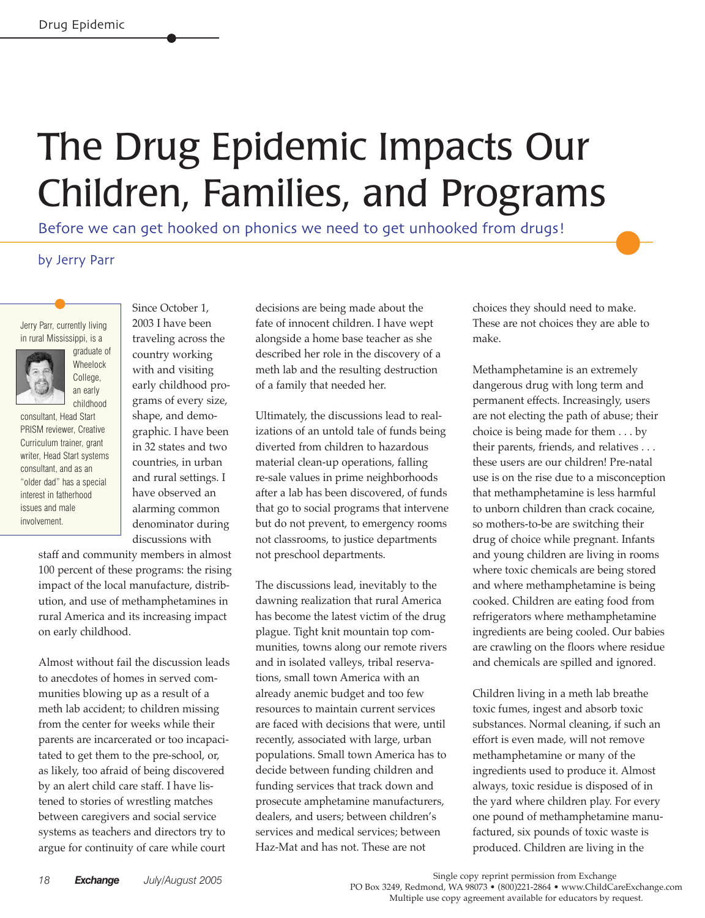# The Drug Epidemic Impacts Our Children, Families, and Programs

Before we can get hooked on phonics we need to get unhooked from drugs!

by Jerry Parr

Jerry Parr, currently living in rural Mississippi, is a graduate of Wheelock College, an early childhood consultant, Head Start PRISM reviewer, Creative Curriculum trainer, grant writer, Head Start systems consultant, and as an "older dad" has a special interest in fatherhood issues and male involvement.

Since October 1, 2003 I have been traveling across the country working with and visiting early childhood programs of every size, shape, and demographic. I have been in 32 states and two countries, in urban and rural settings. I have observed an alarming common denominator during discussions with staff and community members in almost 100 percent of these programs: the rising impact of the local manufacture, distribution, and use of methamphetamines in rural America and its increasing impact on early childhood.

Almost without fail the discussion leads to anecdotes of homes in served communities blowing up as a result of a meth lab accident; to children missing from the center for weeks while their parents are incarcerated or too incapacitated to get them to the pre-school, or, as likely, too afraid of being discovered by an alert child care staff. I have listened to stories of wrestling matches between caregivers and social service systems as teachers and directors try to argue for continuity of care while court decisions are being made about the fate of innocent children. I have wept alongside a home base teacher as she described her role in the discovery of a meth lab and the resulting destruction of a family that needed her.

Ultimately, the discussions lead to realizations of an untold tale of funds being diverted from children to hazardous material clean-up operations, falling re-sale values in prime neighborhoods after a lab has been discovered, of funds that go to social programs that intervene but do not prevent, to emergency rooms not classrooms, to justice departments not preschool departments.

The discussions lead, inevitably to the dawning realization that rural America has become the latest victim of the drug plague. Tight knit mountain top communities, towns along our remote rivers and in isolated valleys, tribal reservations, small town America with an already anemic budget and too few resources to maintain current services are faced with decisions that were, until recently, associated with large, urban populations. Small town America has to decide between funding children and funding services that track down and prosecute amphetamine manufacturers, dealers, and users; between children's services and medical services; between Haz-Mat and has not. These are not choices they should need to make. These are not choices they are able to make.

Methamphetamine is an extremely dangerous drug with long term and permanent effects. Increasingly, users are not electing the path of abuse; their choice is being made for them . . . by their parents, friends, and relatives . . . these users are our children! Pre-natal use is on the rise due to a misconception that methamphetamine is less harmful to unborn children than crack cocaine, so mothers-to-be are switching their drug of choice while pregnant. Infants and young children are living in rooms where toxic chemicals are being stored and where methamphetamine is being cooked. Children are eating food from refrigerators where methamphetamine ingredients are being cooled. Our babies are crawling on the floors where residue and chemicals are spilled and ignored.

Children living in a meth lab breathe toxic fumes, ingest and absorb toxic substances. Normal cleaning, if such an effort is even made, will not remove methamphetamine or many of the ingredients used to produce it. Almost always, toxic residue is disposed of in the yard where children play. For every one pound of methamphetamine manufactured, six pounds of toxic waste is produced. Children are living in the

Single copy reprint permission from Exchange
PO Box 3249, Redmond, WA 98073 • (800)221-2864 • www.ChildCareExchange.com
Multiple use copy agreement available for educators by request.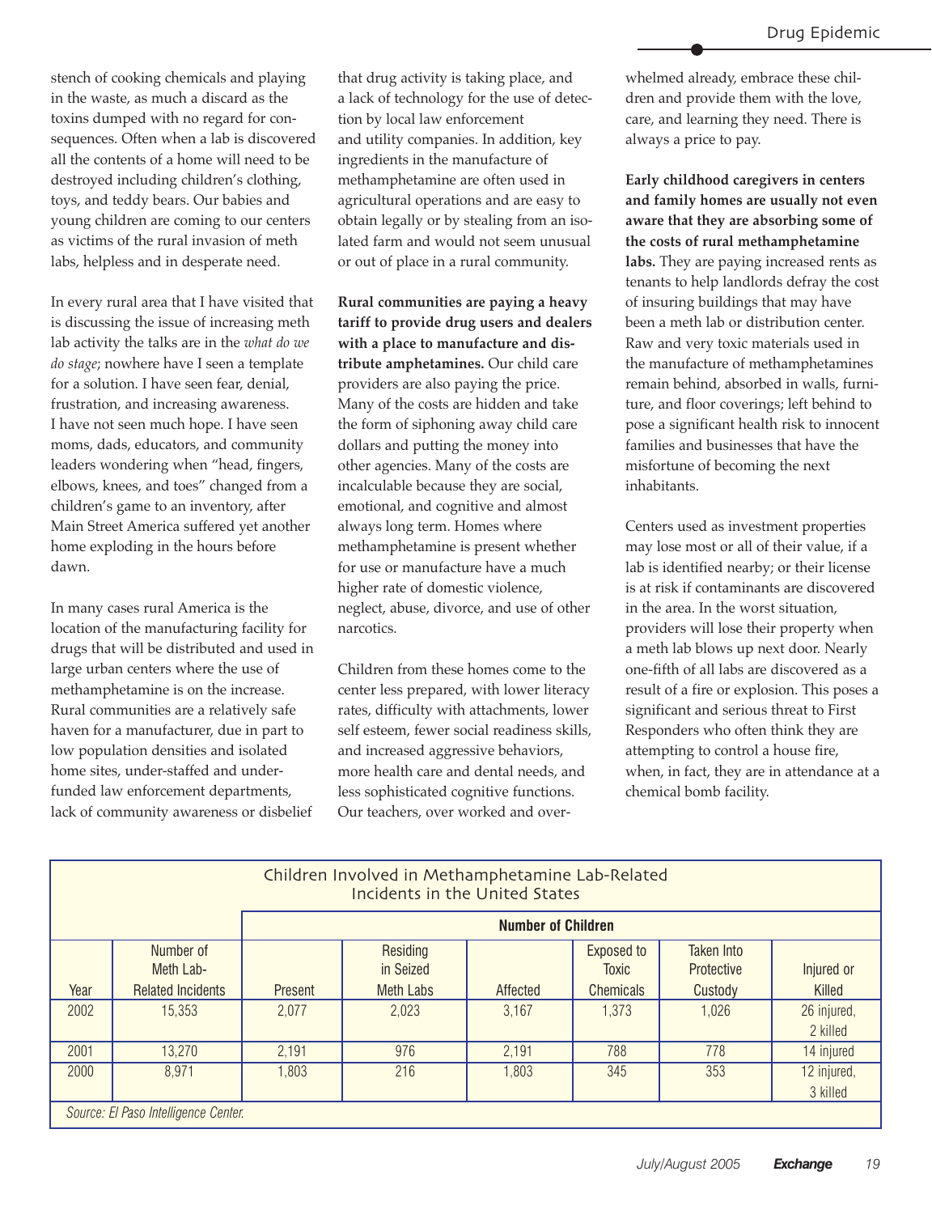stench of cooking chemicals and playing in the waste, as much a discard as the toxins dumped with no regard for consequences. Often when a lab is discovered all the contents of a home will need to be destroyed including children's clothing, toys, and teddy bears. Our babies and young children are coming to our centers as victims of the rural invasion of meth labs, helpless and in desperate need.

In every rural area that I have visited that is discussing the issue of increasing meth lab activity the talks are in the *what do we do stage*; nowhere have I seen a template for a solution. I have seen fear, denial, frustration, and increasing awareness. I have not seen much hope. I have seen moms, dads, educators, and community leaders wondering when "head, fingers, elbows, knees, and toes" changed from a children's game to an inventory, after Main Street America suffered yet another home exploding in the hours before dawn.

In many cases rural America is the location of the manufacturing facility for drugs that will be distributed and used in large urban centers where the use of methamphetamine is on the increase. Rural communities are a relatively safe haven for a manufacturer, due in part to low population densities and isolated home sites, under-staffed and under-funded law enforcement departments, lack of community awareness or disbelief that drug activity is taking place, and a lack of technology for the use of detection by local law enforcement and utility companies. In addition, key ingredients in the manufacture of methamphetamine are often used in agricultural operations and are easy to obtain legally or by stealing from an isolated farm and would not seem unusual or out of place in a rural community.

**Rural communities are paying a heavy tariff to provide drug users and dealers with a place to manufacture and distribute amphetamines.** Our child care providers are also paying the price. Many of the costs are hidden and take the form of siphoning away child care dollars and putting the money into other agencies. Many of the costs are incalculable because they are social, emotional, and cognitive and almost always long term. Homes where methamphetamine is present whether for use or manufacture have a much higher rate of domestic violence, neglect, abuse, divorce, and use of other narcotics.

Children from these homes come to the center less prepared, with lower literacy rates, difficulty with attachments, lower self esteem, fewer social readiness skills, and increased aggressive behaviors, more health care and dental needs, and less sophisticated cognitive functions. Our teachers, over worked and overwhelmed already, embrace these children and provide them with the love, care, and learning they need. There is always a price to pay.

**Early childhood caregivers in centers and family homes are usually not even aware that they are absorbing some of the costs of rural methamphetamine labs.** They are paying increased rents as tenants to help landlords defray the cost of insuring buildings that may have been a meth lab or distribution center. Raw and very toxic materials used in the manufacture of methamphetamines remain behind, absorbed in walls, furniture, and floor coverings; left behind to pose a significant health risk to innocent families and businesses that have the misfortune of becoming the next inhabitants.

Centers used as investment properties may lose most or all of their value, if a lab is identified nearby; or their license is at risk if contaminants are discovered in the area. In the worst situation, providers will lose their property when a meth lab blows up next door. Nearly one-fifth of all labs are discovered as a result of a fire or explosion. This poses a significant and serious threat to First Responders who often think they are attempting to control a house fire, when, in fact, they are in attendance at a chemical bomb facility.

**Children Involved in Methamphetamine Lab-Related Incidents in the United States**

| | | Number of Children | | | | | |
|---|---|---|---|---|---|---|---|
| Year | Number of Meth Lab-Related Incidents | Present | Residing in Seized Meth Labs | Affected | Exposed to Toxic Chemicals | Taken Into Protective Custody | Injured or Killed |
| 2002 | 15,353 | 2,077 | 2,023 | 3,167 | 1,373 | 1,026 | 26 injured, 2 killed |
| 2001 | 13,270 | 2,191 | 976 | 2,191 | 788 | 778 | 14 injured |
| 2000 | 8,971 | 1,803 | 216 | 1,803 | 345 | 353 | 12 injured, 3 killed |

*Source: El Paso Intelligence Center.*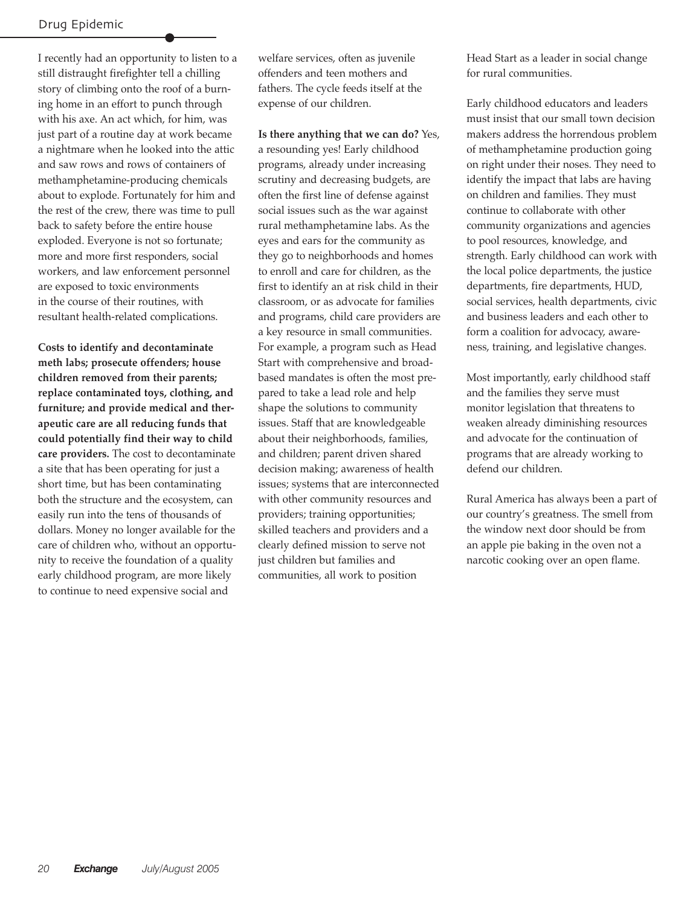I recently had an opportunity to listen to a still distraught firefighter tell a chilling story of climbing onto the roof of a burning home in an effort to punch through with his axe. An act which, for him, was just part of a routine day at work became a nightmare when he looked into the attic and saw rows and rows of containers of methamphetamine-producing chemicals about to explode. Fortunately for him and the rest of the crew, there was time to pull back to safety before the entire house exploded. Everyone is not so fortunate; more and more first responders, social workers, and law enforcement personnel are exposed to toxic environments in the course of their routines, with resultant health-related complications.

**Costs to identify and decontaminate meth labs; prosecute offenders; house children removed from their parents; replace contaminated toys, clothing, and furniture; and provide medical and therapeutic care are all reducing funds that could potentially find their way to child care providers.** The cost to decontaminate a site that has been operating for just a short time, but has been contaminating both the structure and the ecosystem, can easily run into the tens of thousands of dollars. Money no longer available for the care of children who, without an opportunity to receive the foundation of a quality early childhood program, are more likely to continue to need expensive social and welfare services, often as juvenile offenders and teen mothers and fathers. The cycle feeds itself at the expense of our children.

**Is there anything that we can do?** Yes, a resounding yes! Early childhood programs, already under increasing scrutiny and decreasing budgets, are often the first line of defense against social issues such as the war against rural methamphetamine labs. As the eyes and ears for the community as they go to neighborhoods and homes to enroll and care for children, as the first to identify an at risk child in their classroom, or as advocate for families and programs, child care providers are a key resource in small communities. For example, a program such as Head Start with comprehensive and broad-based mandates is often the most prepared to take a lead role and help shape the solutions to community issues. Staff that are knowledgeable about their neighborhoods, families, and children; parent driven shared decision making; awareness of health issues; systems that are interconnected with other community resources and providers; training opportunities; skilled teachers and providers and a clearly defined mission to serve not just children but families and communities, all work to position Head Start as a leader in social change for rural communities.

Early childhood educators and leaders must insist that our small town decision makers address the horrendous problem of methamphetamine production going on right under their noses. They need to identify the impact that labs are having on children and families. They must continue to collaborate with other community organizations and agencies to pool resources, knowledge, and strength. Early childhood can work with the local police departments, the justice departments, fire departments, HUD, social services, health departments, civic and business leaders and each other to form a coalition for advocacy, awareness, training, and legislative changes.

Most importantly, early childhood staff and the families they serve must monitor legislation that threatens to weaken already diminishing resources and advocate for the continuation of programs that are already working to defend our children.

Rural America has always been a part of our country's greatness. The smell from the window next door should be from an apple pie baking in the oven not a narcotic cooking over an open flame.